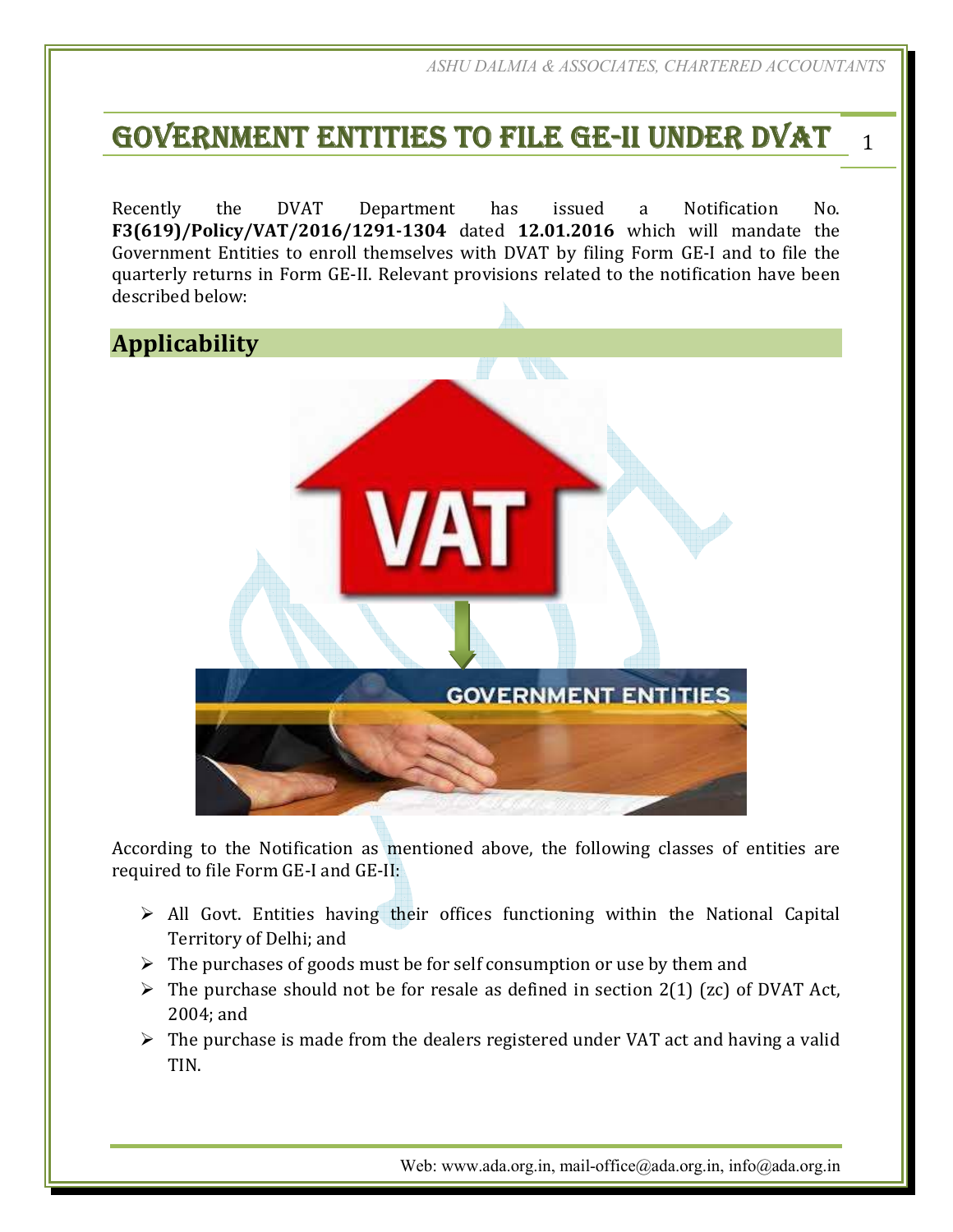# Government Entities to File GE-II under DVAT

Recently the DVAT Department has issued a Notification No. **F3(619)/Policy/VAT/2016/1291-1304** dated **12.01.2016** which will mandate the Government Entities to enroll themselves with DVAT by filing Form GE-I and to file the quarterly returns in Form GE-II. Relevant provisions related to the notification have been described below:

## Applicability

According to the Notification as mentioned above, the following classes of entities are required to file Form GE-I and GE-II:

- All Govt. Entities having their offices functioning within the National Capital Territory of Delhi; and
- The purchases of goods must be for self consumption or use by them and
- The purchase should not be for resale as defined in section 2(1) (zc) of DVAT Act, 2004; and
- The purchase is made from the dealers registered under VAT act and having a valid TIN.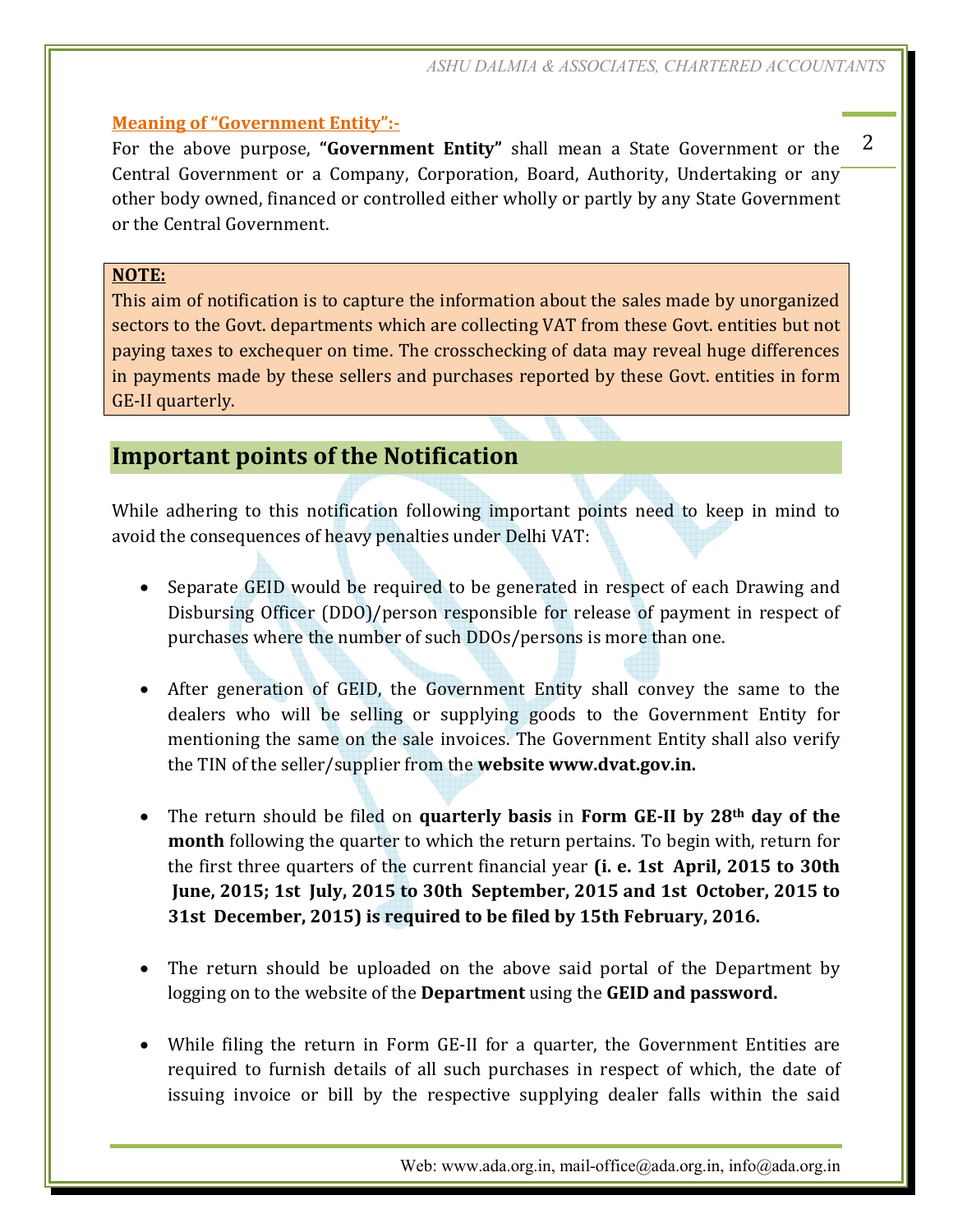**Meaning of "Government Entity":-**

For the above purpose, **"Government Entity"** shall mean a State Government or the Central Government or a Company, Corporation, Board, Authority, Undertaking or any other body owned, financed or controlled either wholly or partly by any State Government or the Central Government.

**NOTE:**
This aim of notification is to capture the information about the sales made by unorganized sectors to the Govt. departments which are collecting VAT from these Govt. entities but not paying taxes to exchequer on time. The crosschecking of data may reveal huge differences in payments made by these sellers and purchases reported by these Govt. entities in form GE-II quarterly.

## Important points of the Notification

While adhering to this notification following important points need to keep in mind to avoid the consequences of heavy penalties under Delhi VAT:

- Separate GEID would be required to be generated in respect of each Drawing and Disbursing Officer (DDO)/person responsible for release of payment in respect of purchases where the number of such DDOs/persons is more than one.

- After generation of GEID, the Government Entity shall convey the same to the dealers who will be selling or supplying goods to the Government Entity for mentioning the same on the sale invoices. The Government Entity shall also verify the TIN of the seller/supplier from the **website www.dvat.gov.in.**

- The return should be filed on **quarterly basis** in **Form GE-II by 28th day of the month** following the quarter to which the return pertains. To begin with, return for the first three quarters of the current financial year **(i. e. 1st April, 2015 to 30th June, 2015; 1st July, 2015 to 30th September, 2015 and 1st October, 2015 to 31st December, 2015) is required to be filed by 15th February, 2016.**

- The return should be uploaded on the above said portal of the Department by logging on to the website of the **Department** using the **GEID and password.**

- While filing the return in Form GE-II for a quarter, the Government Entities are required to furnish details of all such purchases in respect of which, the date of issuing invoice or bill by the respective supplying dealer falls within the said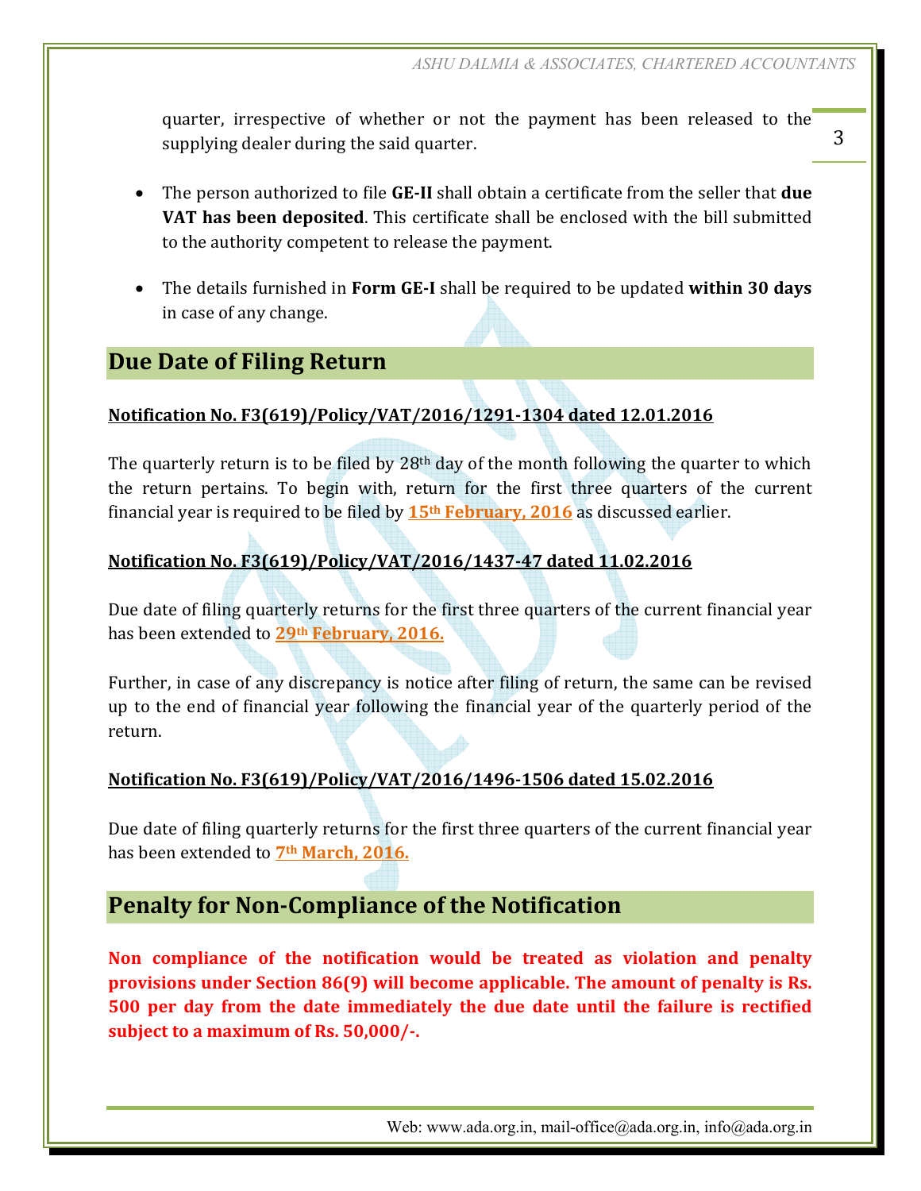quarter, irrespective of whether or not the payment has been released to the supplying dealer during the said quarter.

- The person authorized to file **GE-II** shall obtain a certificate from the seller that **due VAT has been deposited**. This certificate shall be enclosed with the bill submitted to the authority competent to release the payment.

- The details furnished in **Form GE-I** shall be required to be updated **within 30 days** in case of any change.

## Due Date of Filing Return

**Notification No. F3(619)/Policy/VAT/2016/1291-1304 dated 12.01.2016**

The quarterly return is to be filed by 28th day of the month following the quarter to which the return pertains. To begin with, return for the first three quarters of the current financial year is required to be filed by **15th February, 2016** as discussed earlier.

**Notification No. F3(619)/Policy/VAT/2016/1437-47 dated 11.02.2016**

Due date of filing quarterly returns for the first three quarters of the current financial year has been extended to **29th February, 2016.**

Further, in case of any discrepancy is notice after filing of return, the same can be revised up to the end of financial year following the financial year of the quarterly period of the return.

**Notification No. F3(619)/Policy/VAT/2016/1496-1506 dated 15.02.2016**

Due date of filing quarterly returns for the first three quarters of the current financial year has been extended to **7th March, 2016.**

## Penalty for Non-Compliance of the Notification

**Non compliance of the notification would be treated as violation and penalty provisions under Section 86(9) will become applicable. The amount of penalty is Rs. 500 per day from the date immediately the due date until the failure is rectified subject to a maximum of Rs. 50,000/-.**